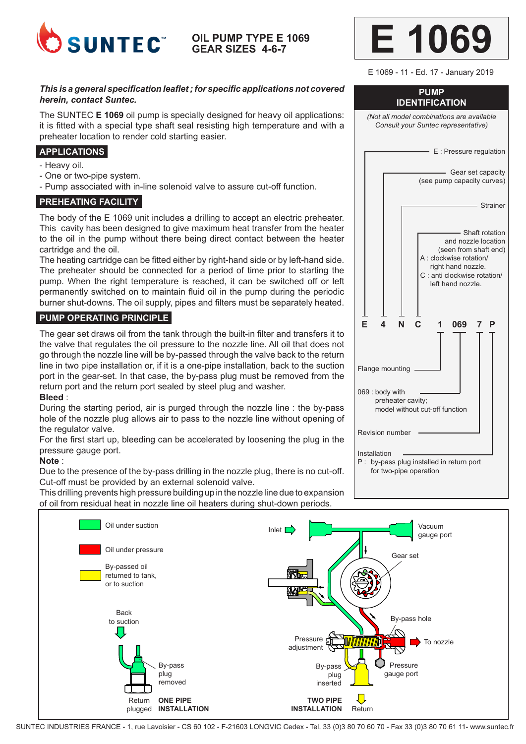# SUNTEC

## OIL PUMP TYPE E 1069
## GEAR SIZES 4-6-7

# E 1069

E 1069 - 11 - Ed. 17 - January 2019

***This is a general specification leaflet ; for specific applications not covered herein, contact Suntec.***

The SUNTEC **E 1069** oil pump is specially designed for heavy oil applications: it is fitted with a special type shaft seal resisting high temperature and with a preheater location to render cold starting easier.

## APPLICATIONS

- Heavy oil.
- One or two-pipe system.
- Pump associated with in-line solenoid valve to assure cut-off function.

## PREHEATING FACILITY

The body of the E 1069 unit includes a drilling to accept an electric preheater. This cavity has been designed to give maximum heat transfer from the heater to the oil in the pump without there being direct contact between the heater cartridge and the oil.
The heating cartridge can be fitted either by right-hand side or by left-hand side. The preheater should be connected for a period of time prior to starting the pump. When the right temperature is reached, it can be switched off or left permanently switched on to maintain fluid oil in the pump during the periodic burner shut-downs. The oil supply, pipes and filters must be separately heated.

## PUMP OPERATING PRINCIPLE

The gear set draws oil from the tank through the built-in filter and transfers it to the valve that regulates the oil pressure to the nozzle line. All oil that does not go through the nozzle line will be by-passed through the valve back to the return line in two pipe installation or, if it is a one-pipe installation, back to the suction port in the gear-set. In that case, the by-pass plug must be removed from the return port and the return port sealed by steel plug and washer.

**Bleed** :
During the starting period, air is purged through the nozzle line : the by-pass hole of the nozzle plug allows air to pass to the nozzle line without opening of the regulator valve.
For the first start up, bleeding can be accelerated by loosening the plug in the pressure gauge port.

**Note** :
Due to the presence of the by-pass drilling in the nozzle plug, there is no cut-off. Cut-off must be provided by an external solenoid valve.
This drilling prevents high pressure building up in the nozzle line due to expansion of oil from residual heat in nozzle line oil heaters during shut-down periods.

## PUMP IDENTIFICATION

*(Not all model combinations are available Consult your Suntec representative)*

**E 4 N C 1 069 7 P**

- E : Pressure regulation
- 4 : Gear set capacity (see pump capacity curves)
- N : Strainer
- C : Shaft rotation and nozzle location (seen from shaft end)
  - A : clockwise rotation/ right hand nozzle.
  - C : anti clockwise rotation/ left hand nozzle.
- 1 : Flange mounting
- 069 : body with preheater cavity; model without cut-off function
- 7 : Revision number
- P : Installation
  - P : by-pass plug installed in return port for two-pipe operation

---

Oil under suction

Oil under pressure

By-passed oil returned to tank, or to suction

Inlet — Vacuum gauge port — Gear set — By-pass hole — To nozzle — Pressure adjustment — Pressure gauge port — By-pass plug inserted — Return

Back to suction — By-pass plug removed — Return plugged

**ONE PIPE INSTALLATION**

**TWO PIPE INSTALLATION**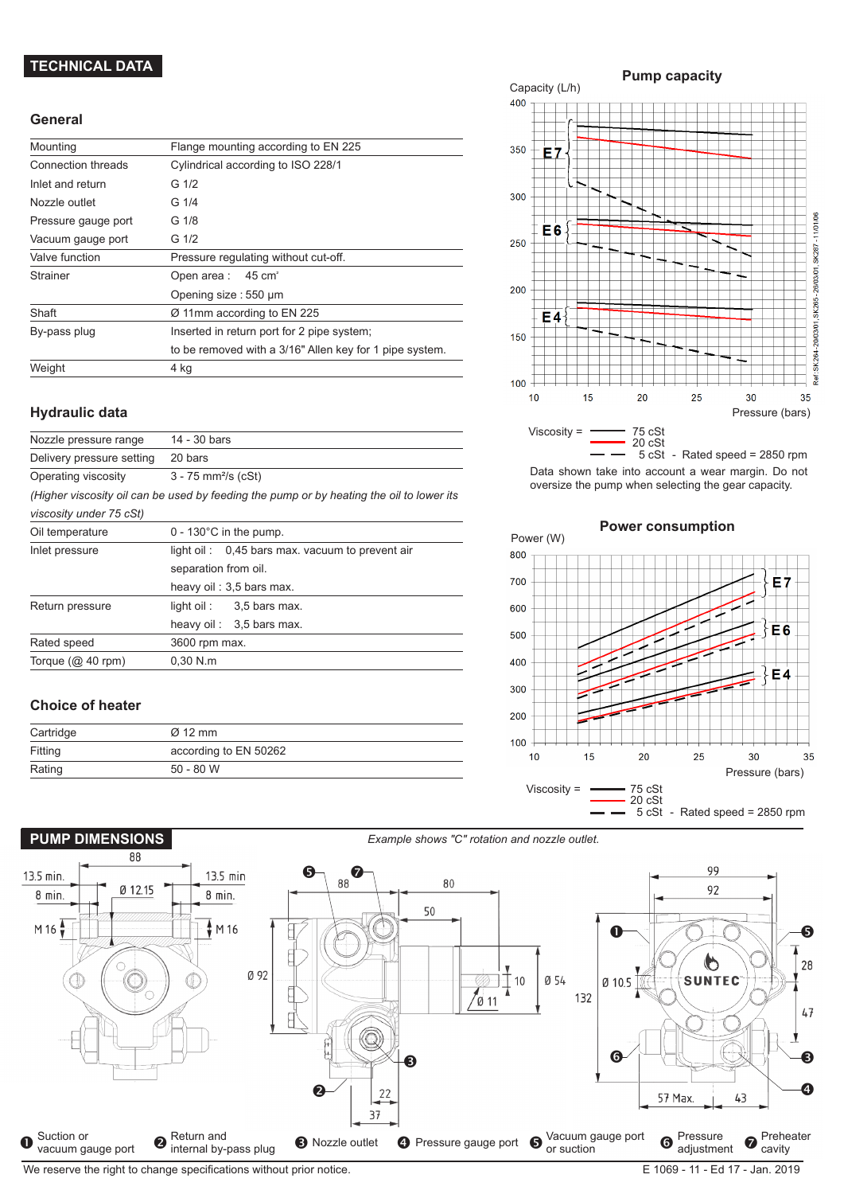# TECHNICAL DATA

## General

| | |
|---|---|
| Mounting | Flange mounting according to EN 225 |
| Connection threads | Cylindrical according to ISO 228/1 |
| Inlet and return | G 1/2 |
| Nozzle outlet | G 1/4 |
| Pressure gauge port | G 1/8 |
| Vacuum gauge port | G 1/2 |
| Valve function | Pressure regulating without cut-off. |
| Strainer | Open area : 45 cm² |
| | Opening size : 550 µm |
| Shaft | Ø 11mm according to EN 225 |
| By-pass plug | Inserted in return port for 2 pipe system; |
| | to be removed with a 3/16" Allen key for 1 pipe system. |
| Weight | 4 kg |

## Hydraulic data

| | |
|---|---|
| Nozzle pressure range | 14 - 30 bars |
| Delivery pressure setting | 20 bars |
| Operating viscosity | 3 - 75 mm²/s (cSt) |
| *(Higher viscosity oil can be used by feeding the pump or by heating the oil to lower its viscosity under 75 cSt)* | |
| Oil temperature | 0 - 130°C in the pump. |
| Inlet pressure | light oil : 0,45 bars max. vacuum to prevent air separation from oil. |
| | heavy oil : 3,5 bars max. |
| Return pressure | light oil : 3,5 bars max. |
| | heavy oil : 3,5 bars max. |
| Rated speed | 3600 rpm max. |
| Torque (@ 40 rpm) | 0,30 N.m |

## Choice of heater

| | |
|---|---|
| Cartridge | Ø 12 mm |
| Fitting | according to EN 50262 |
| Rating | 50 - 80 W |

## Pump capacity

Capacity (L/h)

400, 350, 300, 250, 200, 150, 100

E7, E6, E4

10, 15, 20, 25, 30, 35

Pressure (bars)

Viscosity = 75 cSt, 20 cSt, 5 cSt - Rated speed = 2850 rpm

Data shown take into account a wear margin. Do not oversize the pump when selecting the gear capacity.

Ref.:SK264-28/03/01, SK265 - 29/03/01, SK287 - 11/01/06

## Power consumption

Power (W)

800, 700, 600, 500, 400, 300, 200, 100

E7, E6, E4

10, 15, 20, 25, 30, 35

Pressure (bars)

Viscosity = 75 cSt, 20 cSt, 5 cSt - Rated speed = 2850 rpm

# PUMP DIMENSIONS

*Example shows "C" rotation and nozzle outlet.*

88, 13.5 min., 13.5 min, 8 min., 8 min., Ø 12.15, M 16, M 16

88, 80, 50, Ø 92, 10, Ø 54, Ø 11, 22, 37

99, 92, 28, 47, Ø 10.5, 132, 57 Max., 43, SUNTEC

1. Suction or vacuum gauge port
2. Return and internal by-pass plug
3. Nozzle outlet
4. Pressure gauge port
5. Vacuum gauge port or suction
6. Pressure adjustment
7. Preheater cavity

We reserve the right to change specifications without prior notice.

E 1069 - 11 - Ed 17 - Jan. 2019